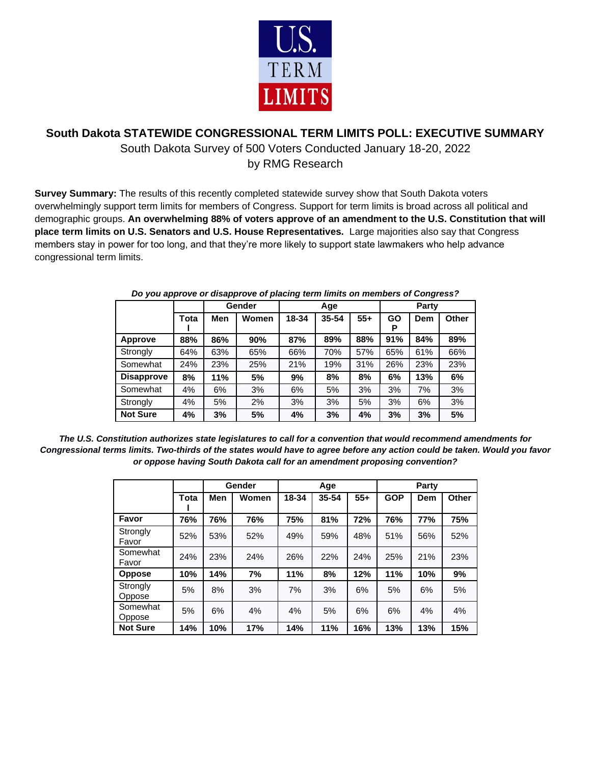## South Dakota STATEWIDE CONGRESSIONAL TERM LIMITS POLL: EXECUTIVE SUMMARY

South Dakota Survey of 500 Voters Conducted January 18-20, 2022

by RMG Research

**Survey Summary:** The results of this recently completed statewide survey show that South Dakota voters overwhelmingly support term limits for members of Congress. Support for term limits is broad across all political and demographic groups. **An overwhelming 88% of voters approve of an amendment to the U.S. Constitution that will place term limits on U.S. Senators and U.S. House Representatives.** Large majorities also say that Congress members stay in power for too long, and that they're more likely to support state lawmakers who help advance congressional term limits.

***Do you approve or disapprove of placing term limits on members of Congress?***

| | | Gender | | Age | | | Party | | |
|---|---|---|---|---|---|---|---|---|---|
| | **Total** | **Men** | **Women** | **18-34** | **35-54** | **55+** | **GOP** | **Dem** | **Other** |
| **Approve** | **88%** | **86%** | **90%** | **87%** | **89%** | **88%** | **91%** | **84%** | **89%** |
| Strongly | 64% | 63% | 65% | 66% | 70% | 57% | 65% | 61% | 66% |
| Somewhat | 24% | 23% | 25% | 21% | 19% | 31% | 26% | 23% | 23% |
| **Disapprove** | **8%** | **11%** | **5%** | **9%** | **8%** | **8%** | **6%** | **13%** | **6%** |
| Somewhat | 4% | 6% | 3% | 6% | 5% | 3% | 3% | 7% | 3% |
| Strongly | 4% | 5% | 2% | 3% | 3% | 5% | 3% | 6% | 3% |
| **Not Sure** | **4%** | **3%** | **5%** | **4%** | **3%** | **4%** | **3%** | **3%** | **5%** |

***The U.S. Constitution authorizes state legislatures to call for a convention that would recommend amendments for Congressional terms limits. Two-thirds of the states would have to agree before any action could be taken. Would you favor or oppose having South Dakota call for an amendment proposing convention?***

| | | Gender | | Age | | | Party | | |
|---|---|---|---|---|---|---|---|---|---|
| | **Total** | **Men** | **Women** | **18-34** | **35-54** | **55+** | **GOP** | **Dem** | **Other** |
| **Favor** | **76%** | **76%** | **76%** | **75%** | **81%** | **72%** | **76%** | **77%** | **75%** |
| Strongly Favor | 52% | 53% | 52% | 49% | 59% | 48% | 51% | 56% | 52% |
| Somewhat Favor | 24% | 23% | 24% | 26% | 22% | 24% | 25% | 21% | 23% |
| **Oppose** | **10%** | **14%** | **7%** | **11%** | **8%** | **12%** | **11%** | **10%** | **9%** |
| Strongly Oppose | 5% | 8% | 3% | 7% | 3% | 6% | 5% | 6% | 5% |
| Somewhat Oppose | 5% | 6% | 4% | 4% | 5% | 6% | 6% | 4% | 4% |
| **Not Sure** | **14%** | **10%** | **17%** | **14%** | **11%** | **16%** | **13%** | **13%** | **15%** |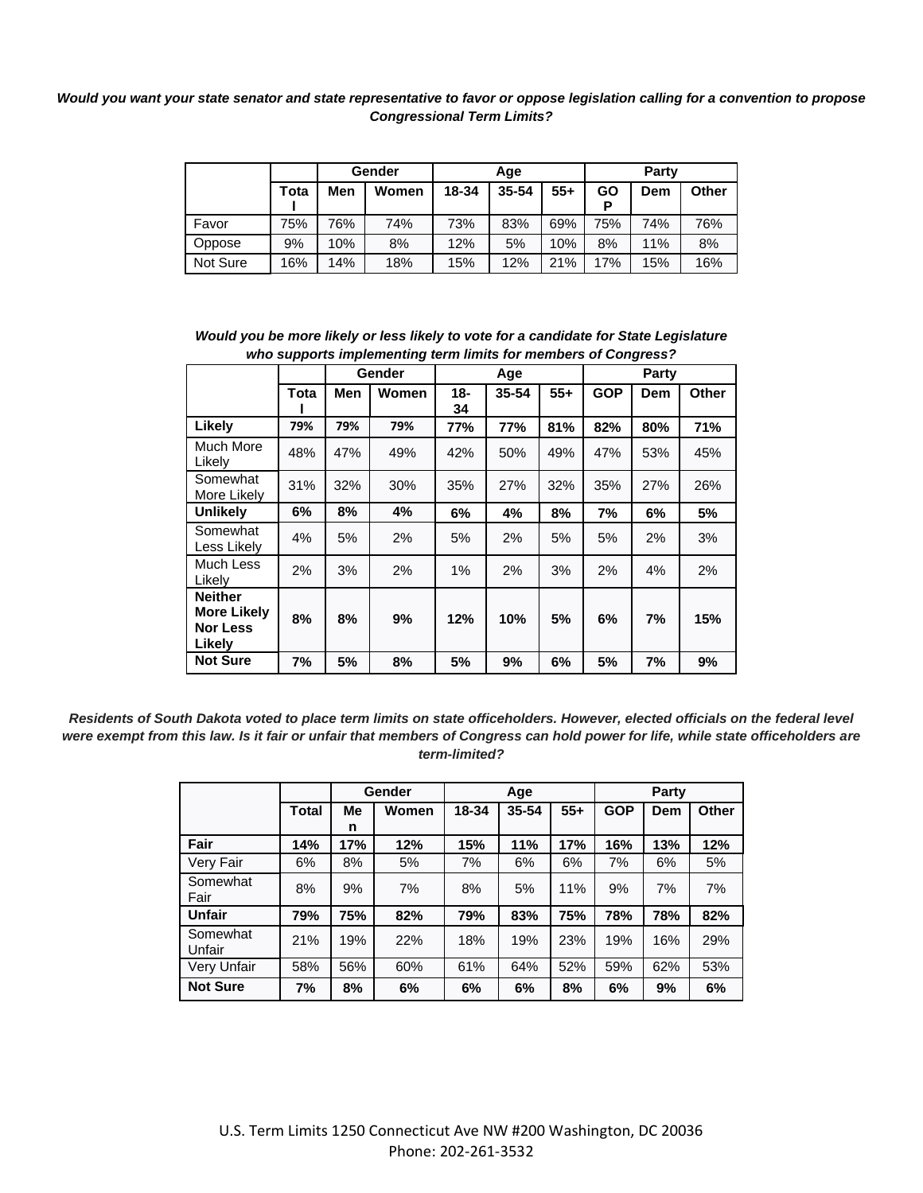***Would you want your state senator and state representative to favor or oppose legislation calling for a convention to propose Congressional Term Limits?***

| | | Gender | | Age | | | Party | | |
|---|---|---|---|---|---|---|---|---|---|
| | Total | Men | Women | 18-34 | 35-54 | 55+ | GOP | Dem | Other |
| Favor | 75% | 76% | 74% | 73% | 83% | 69% | 75% | 74% | 76% |
| Oppose | 9% | 10% | 8% | 12% | 5% | 10% | 8% | 11% | 8% |
| Not Sure | 16% | 14% | 18% | 15% | 12% | 21% | 17% | 15% | 16% |

***Would you be more likely or less likely to vote for a candidate for State Legislature who supports implementing term limits for members of Congress?***

| | | Gender | | Age | | | Party | | |
|---|---|---|---|---|---|---|---|---|---|
| | Total | Men | Women | 18-34 | 35-54 | 55+ | GOP | Dem | Other |
| **Likely** | **79%** | **79%** | **79%** | **77%** | **77%** | **81%** | **82%** | **80%** | **71%** |
| Much More Likely | 48% | 47% | 49% | 42% | 50% | 49% | 47% | 53% | 45% |
| Somewhat More Likely | 31% | 32% | 30% | 35% | 27% | 32% | 35% | 27% | 26% |
| **Unlikely** | **6%** | **8%** | **4%** | **6%** | **4%** | **8%** | **7%** | **6%** | **5%** |
| Somewhat Less Likely | 4% | 5% | 2% | 5% | 2% | 5% | 5% | 2% | 3% |
| Much Less Likely | 2% | 3% | 2% | 1% | 2% | 3% | 2% | 4% | 2% |
| **Neither More Likely Nor Less Likely** | **8%** | **8%** | **9%** | **12%** | **10%** | **5%** | **6%** | **7%** | **15%** |
| **Not Sure** | **7%** | **5%** | **8%** | **5%** | **9%** | **6%** | **5%** | **7%** | **9%** |

***Residents of South Dakota voted to place term limits on state officeholders. However, elected officials on the federal level were exempt from this law. Is it fair or unfair that members of Congress can hold power for life, while state officeholders are term-limited?***

| | | Gender | | Age | | | Party | | |
|---|---|---|---|---|---|---|---|---|---|
| | Total | Men | Women | 18-34 | 35-54 | 55+ | GOP | Dem | Other |
| **Fair** | **14%** | **17%** | **12%** | **15%** | **11%** | **17%** | **16%** | **13%** | **12%** |
| Very Fair | 6% | 8% | 5% | 7% | 6% | 6% | 7% | 6% | 5% |
| Somewhat Fair | 8% | 9% | 7% | 8% | 5% | 11% | 9% | 7% | 7% |
| **Unfair** | **79%** | **75%** | **82%** | **79%** | **83%** | **75%** | **78%** | **78%** | **82%** |
| Somewhat Unfair | 21% | 19% | 22% | 18% | 19% | 23% | 19% | 16% | 29% |
| Very Unfair | 58% | 56% | 60% | 61% | 64% | 52% | 59% | 62% | 53% |
| **Not Sure** | **7%** | **8%** | **6%** | **6%** | **6%** | **8%** | **6%** | **9%** | **6%** |

U.S. Term Limits 1250 Connecticut Ave NW #200 Washington, DC 20036
Phone: 202-261-3532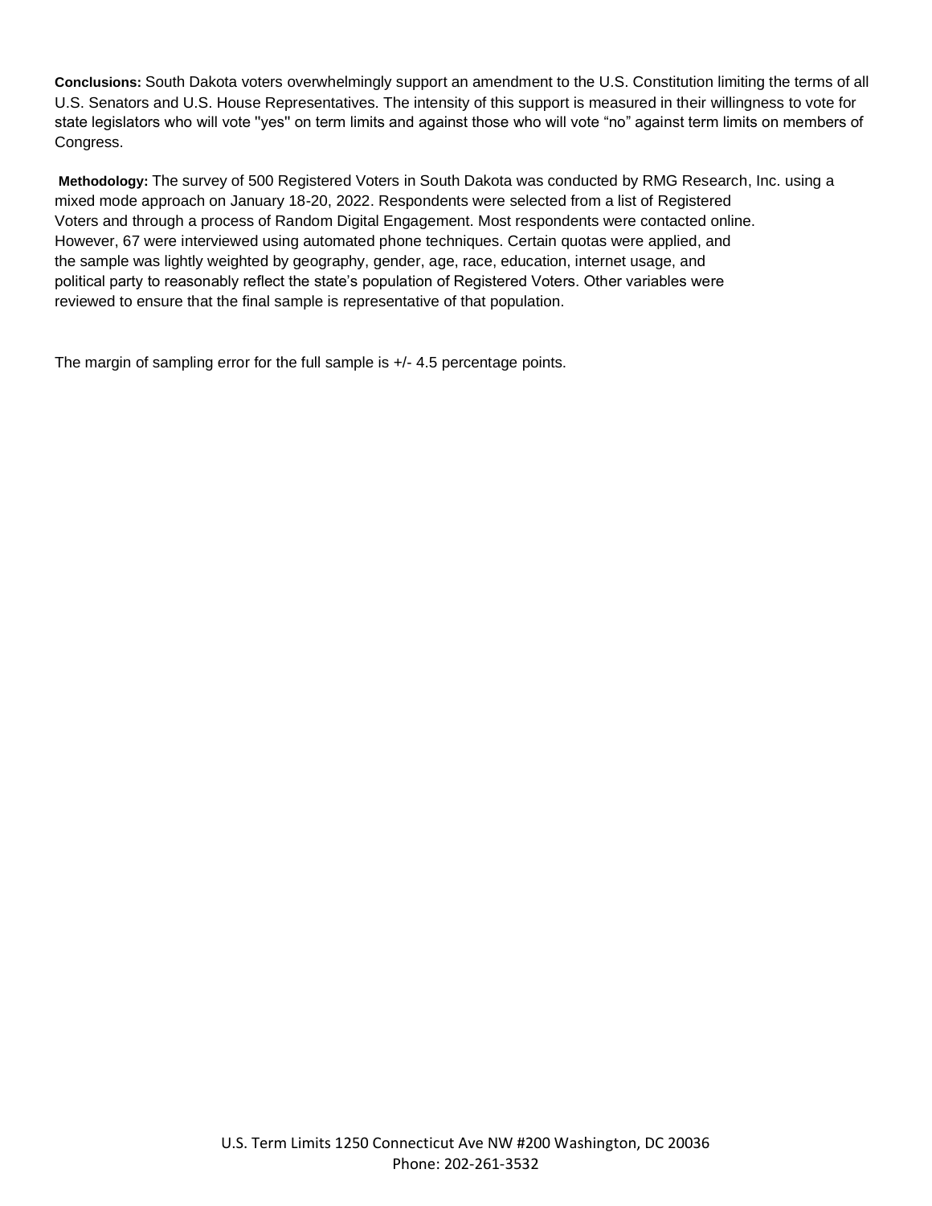**Conclusions:** South Dakota voters overwhelmingly support an amendment to the U.S. Constitution limiting the terms of all U.S. Senators and U.S. House Representatives. The intensity of this support is measured in their willingness to vote for state legislators who will vote "yes" on term limits and against those who will vote "no" against term limits on members of Congress.

**Methodology:** The survey of 500 Registered Voters in South Dakota was conducted by RMG Research, Inc. using a mixed mode approach on January 18-20, 2022. Respondents were selected from a list of Registered Voters and through a process of Random Digital Engagement. Most respondents were contacted online. However, 67 were interviewed using automated phone techniques. Certain quotas were applied, and the sample was lightly weighted by geography, gender, age, race, education, internet usage, and political party to reasonably reflect the state's population of Registered Voters. Other variables were reviewed to ensure that the final sample is representative of that population.

The margin of sampling error for the full sample is +/- 4.5 percentage points.

U.S. Term Limits 1250 Connecticut Ave NW #200 Washington, DC 20036
Phone: 202-261-3532